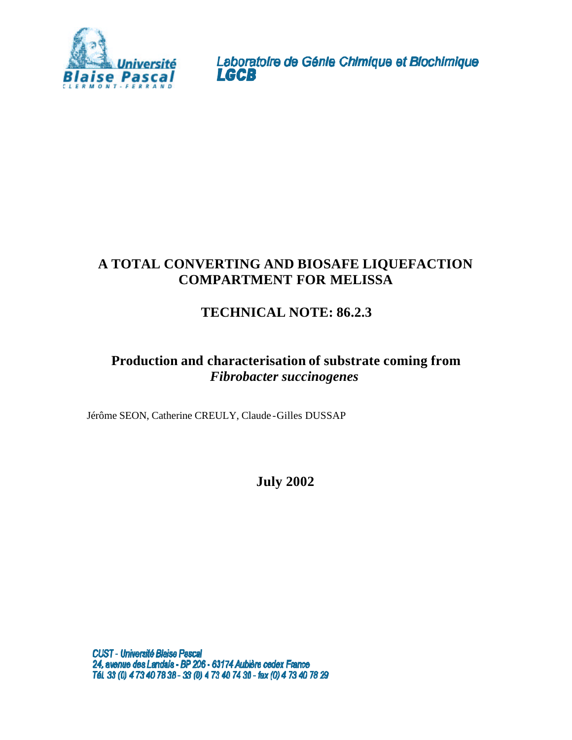Université Blaise Pascal
CLERMONT-FERRAND

Laboratoire de Génie Chimique et Biochimique
**LGCB**

# A TOTAL CONVERTING AND BIOSAFE LIQUEFACTION COMPARTMENT FOR MELISSA

## TECHNICAL NOTE: 86.2.3

## Production and characterisation of substrate coming from *Fibrobacter succinogenes*

Jérôme SEON, Catherine CREULY, Claude-Gilles DUSSAP

**July 2002**

*CUST - Université Blaise Pascal*
*24, avenue des Landais - BP 206 - 63174 Aubière cedex France*
*Tél. 33 (0) 4 73 40 78 38 - 33 (0) 4 73 40 74 30 - fax (0) 4 73 40 78 29*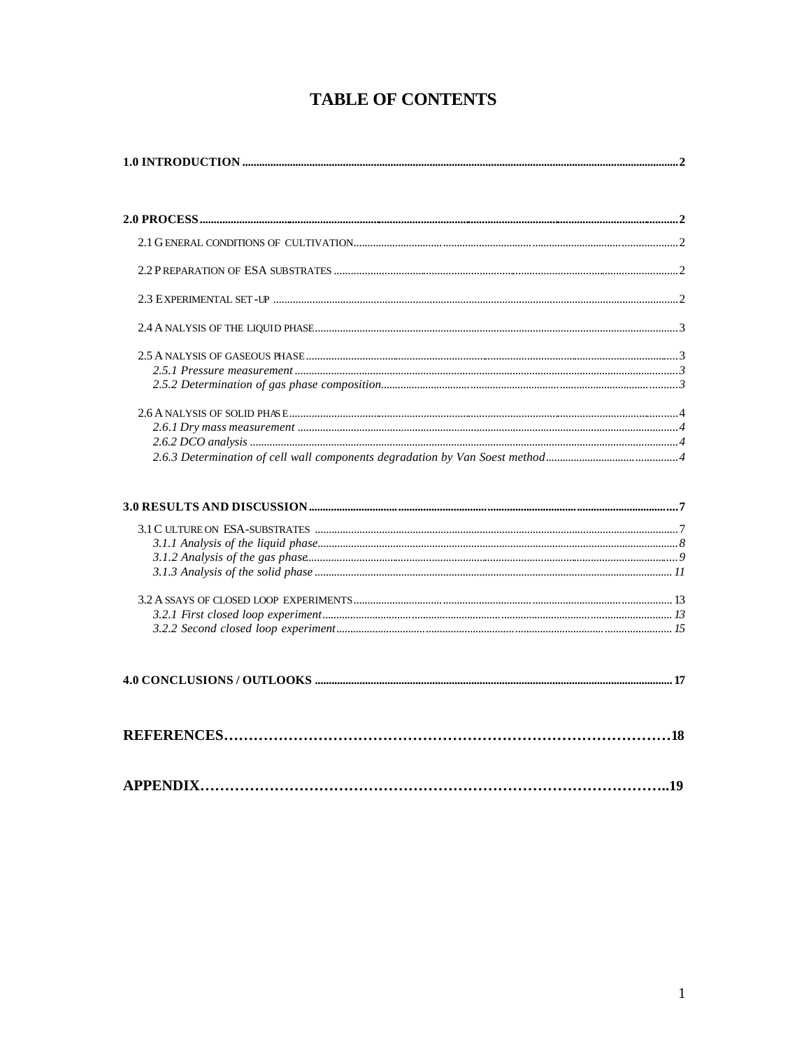# TABLE OF CONTENTS

**1.0 INTRODUCTION** ........ **2**

**2.0 PROCESS** ........ **2**

2.1 GENERAL CONDITIONS OF CULTIVATION ........ 2

2.2 PREPARATION OF ESA SUBSTRATES ........ 2

2.3 EXPERIMENTAL SET-UP ........ 2

2.4 ANALYSIS OF THE LIQUID PHASE ........ 3

2.5 ANALYSIS OF GASEOUS PHASE ........ 3

*2.5.1 Pressure measurement* ........ *3*

*2.5.2 Determination of gas phase composition* ........ *3*

2.6 ANALYSIS OF SOLID PHASE ........ 4

*2.6.1 Dry mass measurement* ........ *4*

*2.6.2 DCO analysis* ........ *4*

*2.6.3 Determination of cell wall components degradation by Van Soest method* ........ *4*

**3.0 RESULTS AND DISCUSSION** ........ **7**

3.1 CULTURE ON ESA-SUBSTRATES ........ 7

*3.1.1 Analysis of the liquid phase* ........ *8*

*3.1.2 Analysis of the gas phase* ........ *9*

*3.1.3 Analysis of the solid phase* ........ *11*

3.2 ASSAYS OF CLOSED LOOP EXPERIMENTS ........ 13

*3.2.1 First closed loop experiment* ........ *13*

*3.2.2 Second closed loop experiment* ........ *15*

**4.0 CONCLUSIONS / OUTLOOKS** ........ **17**

**REFERENCES** ........ **18**

**APPENDIX** ........ **19**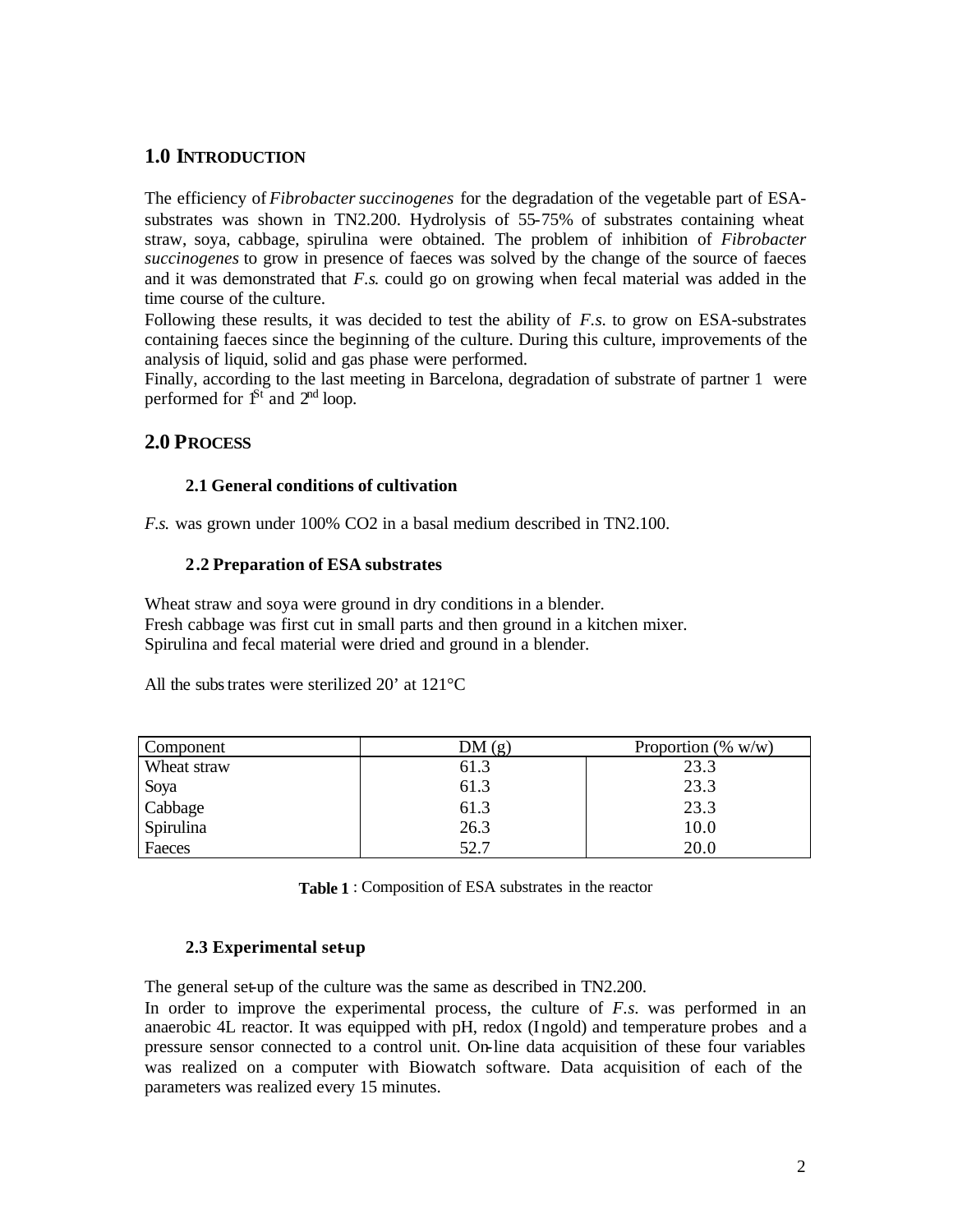## 1.0 INTRODUCTION

The efficiency of *Fibrobacter succinogenes* for the degradation of the vegetable part of ESA-substrates was shown in TN2.200. Hydrolysis of 55-75% of substrates containing wheat straw, soya, cabbage, spirulina were obtained. The problem of inhibition of *Fibrobacter succinogenes* to grow in presence of faeces was solved by the change of the source of faeces and it was demonstrated that *F.s.* could go on growing when fecal material was added in the time course of the culture.

Following these results, it was decided to test the ability of *F.s.* to grow on ESA-substrates containing faeces since the beginning of the culture. During this culture, improvements of the analysis of liquid, solid and gas phase were performed.

Finally, according to the last meeting in Barcelona, degradation of substrate of partner 1 were performed for 1st and 2nd loop.

## 2.0 PROCESS

### 2.1 General conditions of cultivation

*F.s.* was grown under 100% $CO_2$ in a basal medium described in TN2.100.

### 2.2 Preparation of ESA substrates

Wheat straw and soya were ground in dry conditions in a blender.
Fresh cabbage was first cut in small parts and then ground in a kitchen mixer.
Spirulina and fecal material were dried and ground in a blender.

All the substrates were sterilized 20' at 121°C

| Component | DM (g) | Proportion (% w/w) |
|---|---|---|
| Wheat straw | 61.3 | 23.3 |
| Soya | 61.3 | 23.3 |
| Cabbage | 61.3 | 23.3 |
| Spirulina | 26.3 | 10.0 |
| Faeces | 52.7 | 20.0 |

**Table 1** : Composition of ESA substrates in the reactor

### 2.3 Experimental set-up

The general set-up of the culture was the same as described in TN2.200.

In order to improve the experimental process, the culture of *F.s.* was performed in an anaerobic 4L reactor. It was equipped with pH, redox (Ingold) and temperature probes and a pressure sensor connected to a control unit. On-line data acquisition of these four variables was realized on a computer with Biowatch software. Data acquisition of each of the parameters was realized every 15 minutes.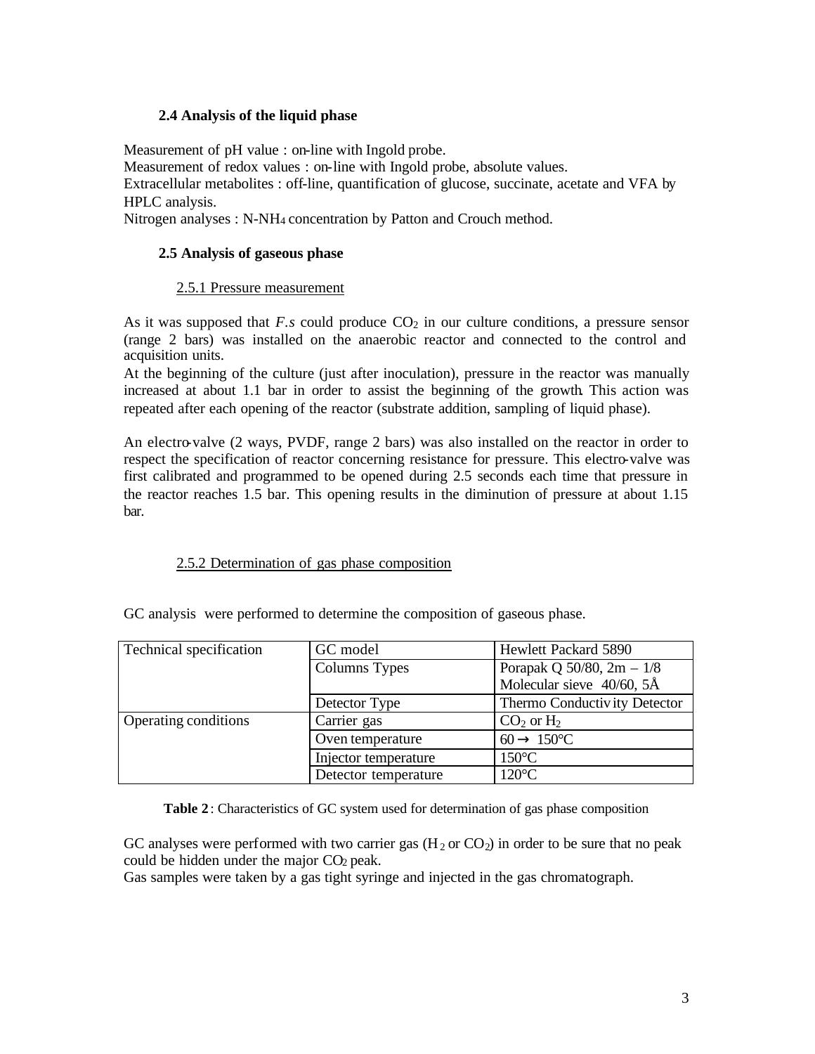### 2.4 Analysis of the liquid phase

Measurement of pH value : on-line with Ingold probe.
Measurement of redox values : on-line with Ingold probe, absolute values.
Extracellular metabolites : off-line, quantification of glucose, succinate, acetate and VFA by HPLC analysis.
Nitrogen analyses : N-$NH_4$ concentration by Patton and Crouch method.

### 2.5 Analysis of gaseous phase

#### 2.5.1 Pressure measurement

As it was supposed that *F.s* could produce $CO_2$ in our culture conditions, a pressure sensor (range 2 bars) was installed on the anaerobic reactor and connected to the control and acquisition units.
At the beginning of the culture (just after inoculation), pressure in the reactor was manually increased at about 1.1 bar in order to assist the beginning of the growth. This action was repeated after each opening of the reactor (substrate addition, sampling of liquid phase).

An electro-valve (2 ways, PVDF, range 2 bars) was also installed on the reactor in order to respect the specification of reactor concerning resistance for pressure. This electro-valve was first calibrated and programmed to be opened during 2.5 seconds each time that pressure in the reactor reaches 1.5 bar. This opening results in the diminution of pressure at about 1.15 bar.

#### 2.5.2 Determination of gas phase composition

GC analysis were performed to determine the composition of gaseous phase.

| | | |
|---|---|---|
| Technical specification | GC model | Hewlett Packard 5890 |
| | Columns Types | Porapak Q 50/80, 2m – 1/8<br>Molecular sieve 40/60, 5Å |
| | Detector Type | Thermo Conductivity Detector |
| Operating conditions | Carrier gas | $CO_2$ or $H_2$ |
| | Oven temperature | 60 → 150°C |
| | Injector temperature | 150°C |
| | Detector temperature | 120°C |

**Table 2** : Characteristics of GC system used for determination of gas phase composition

GC analyses were performed with two carrier gas ($H_2$ or $CO_2$) in order to be sure that no peak could be hidden under the major $CO_2$ peak.
Gas samples were taken by a gas tight syringe and injected in the gas chromatograph.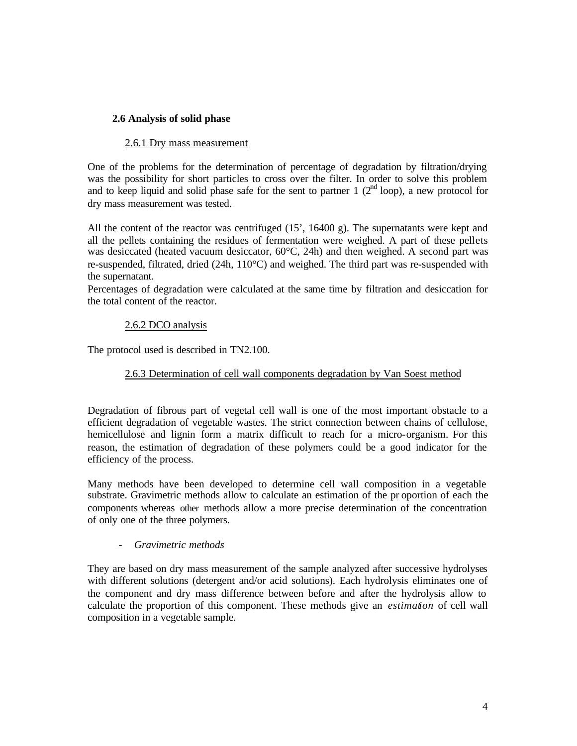## 2.6 Analysis of solid phase

### 2.6.1 Dry mass measurement

One of the problems for the determination of percentage of degradation by filtration/drying was the possibility for short particles to cross over the filter. In order to solve this problem and to keep liquid and solid phase safe for the sent to partner 1 (2[nd] loop), a new protocol for dry mass measurement was tested.

All the content of the reactor was centrifuged (15', 16400 g). The supernatants were kept and all the pellets containing the residues of fermentation were weighed. A part of these pellets was desiccated (heated vacuum desiccator, 60°C, 24h) and then weighed. A second part was re-suspended, filtrated, dried (24h, 110°C) and weighed. The third part was re-suspended with the supernatant.

Percentages of degradation were calculated at the same time by filtration and desiccation for the total content of the reactor.

### 2.6.2 DCO analysis

The protocol used is described in TN2.100.

### 2.6.3 Determination of cell wall components degradation by Van Soest method

Degradation of fibrous part of vegetal cell wall is one of the most important obstacle to a efficient degradation of vegetable wastes. The strict connection between chains of cellulose, hemicellulose and lignin form a matrix difficult to reach for a micro-organism. For this reason, the estimation of degradation of these polymers could be a good indicator for the efficiency of the process.

Many methods have been developed to determine cell wall composition in a vegetable substrate. Gravimetric methods allow to calculate an estimation of the proportion of each the components whereas other methods allow a more precise determination of the concentration of only one of the three polymers.

- *Gravimetric methods*

They are based on dry mass measurement of the sample analyzed after successive hydrolyses with different solutions (detergent and/or acid solutions). Each hydrolysis eliminates one of the component and dry mass difference between before and after the hydrolysis allow to calculate the proportion of this component. These methods give an *estimation* of cell wall composition in a vegetable sample.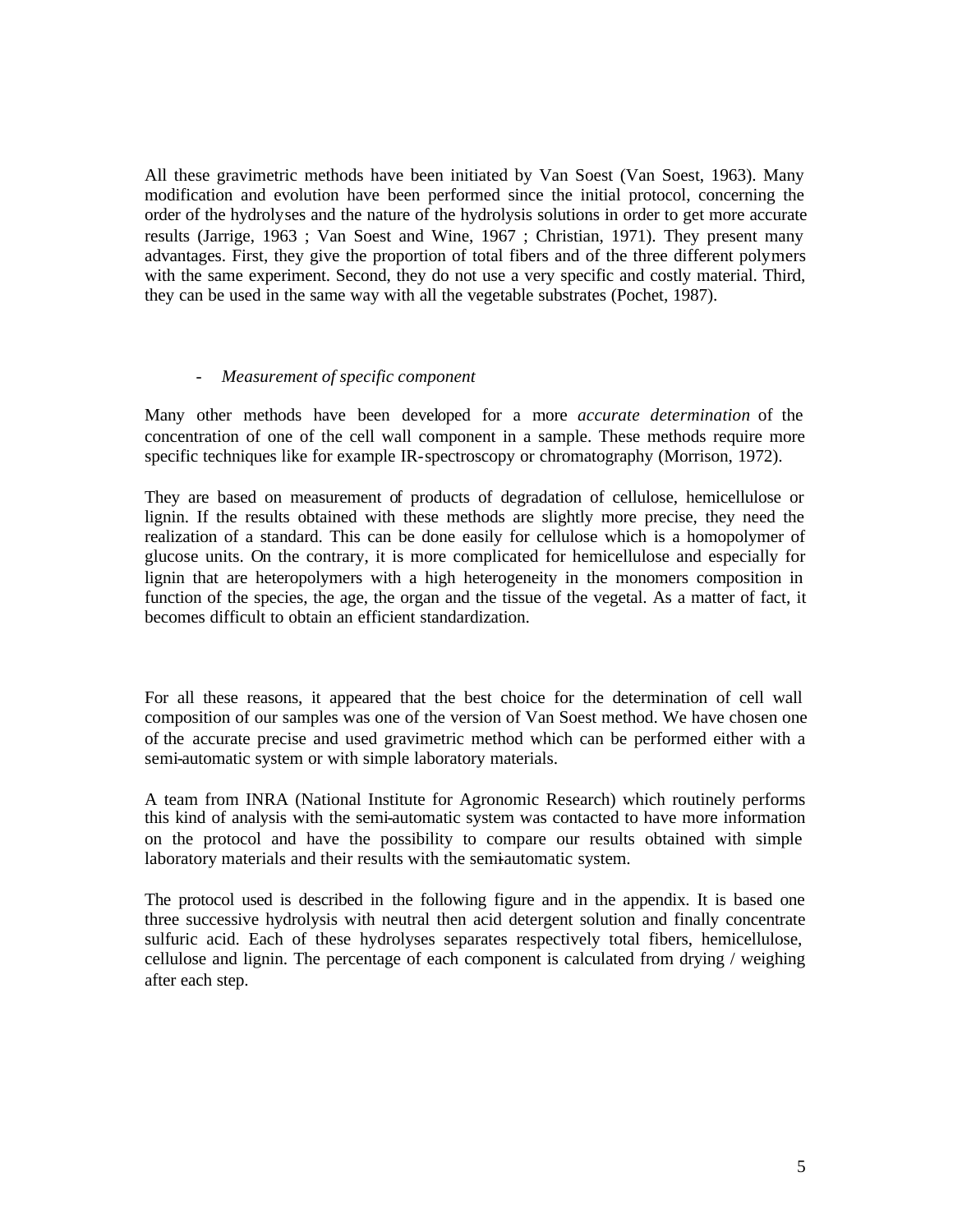All these gravimetric methods have been initiated by Van Soest (Van Soest, 1963). Many modification and evolution have been performed since the initial protocol, concerning the order of the hydrolyses and the nature of the hydrolysis solutions in order to get more accurate results (Jarrige, 1963 ; Van Soest and Wine, 1967 ; Christian, 1971). They present many advantages. First, they give the proportion of total fibers and of the three different polymers with the same experiment. Second, they do not use a very specific and costly material. Third, they can be used in the same way with all the vegetable substrates (Pochet, 1987).

- *Measurement of specific component*

Many other methods have been developed for a more *accurate determination* of the concentration of one of the cell wall component in a sample. These methods require more specific techniques like for example IR-spectroscopy or chromatography (Morrison, 1972).

They are based on measurement of products of degradation of cellulose, hemicellulose or lignin. If the results obtained with these methods are slightly more precise, they need the realization of a standard. This can be done easily for cellulose which is a homopolymer of glucose units. On the contrary, it is more complicated for hemicellulose and especially for lignin that are heteropolymers with a high heterogeneity in the monomers composition in function of the species, the age, the organ and the tissue of the vegetal. As a matter of fact, it becomes difficult to obtain an efficient standardization.

For all these reasons, it appeared that the best choice for the determination of cell wall composition of our samples was one of the version of Van Soest method. We have chosen one of the accurate precise and used gravimetric method which can be performed either with a semi-automatic system or with simple laboratory materials.

A team from INRA (National Institute for Agronomic Research) which routinely performs this kind of analysis with the semi-automatic system was contacted to have more information on the protocol and have the possibility to compare our results obtained with simple laboratory materials and their results with the semi-automatic system.

The protocol used is described in the following figure and in the appendix. It is based one three successive hydrolysis with neutral then acid detergent solution and finally concentrate sulfuric acid. Each of these hydrolyses separates respectively total fibers, hemicellulose, cellulose and lignin. The percentage of each component is calculated from drying / weighing after each step.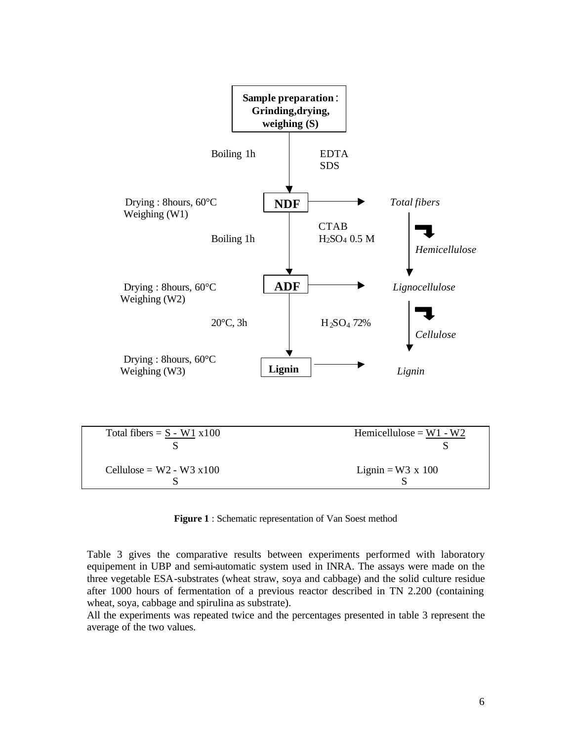**Sample preparation**: **Grinding, drying, weighing (S)**

Boiling 1h — EDTA, SDS

**NDF** → *Total fibers*

Drying : 8hours, 60°C
Weighing (W1)

Boiling 1h — CTAB, $H_2SO_4$ 0.5 M

*Hemicellulose*

**ADF** → *Lignocellulose*

Drying : 8hours, 60°C
Weighing (W2)

20°C, 3h — $H_2SO_4$ 72%

*Cellulose*

**Lignin** → *Lignin*

Drying : 8hours, 60°C
Weighing (W3)

| | |
|---|---|
| Total fibers = $\frac{S - W1}{S} \times 100$ | Hemicellulose = $\frac{W1 - W2}{S}$ |
| Cellulose = $\frac{W2 - W3}{S} \times 100$ | Lignin = $\frac{W3}{S} \times 100$ |

**Figure 1** : Schematic representation of Van Soest method

Table 3 gives the comparative results between experiments performed with laboratory equipement in UBP and semi-automatic system used in INRA. The assays were made on the three vegetable ESA-substrates (wheat straw, soya and cabbage) and the solid culture residue after 1000 hours of fermentation of a previous reactor described in TN 2.200 (containing wheat, soya, cabbage and spirulina as substrate).

All the experiments was repeated twice and the percentages presented in table 3 represent the average of the two values.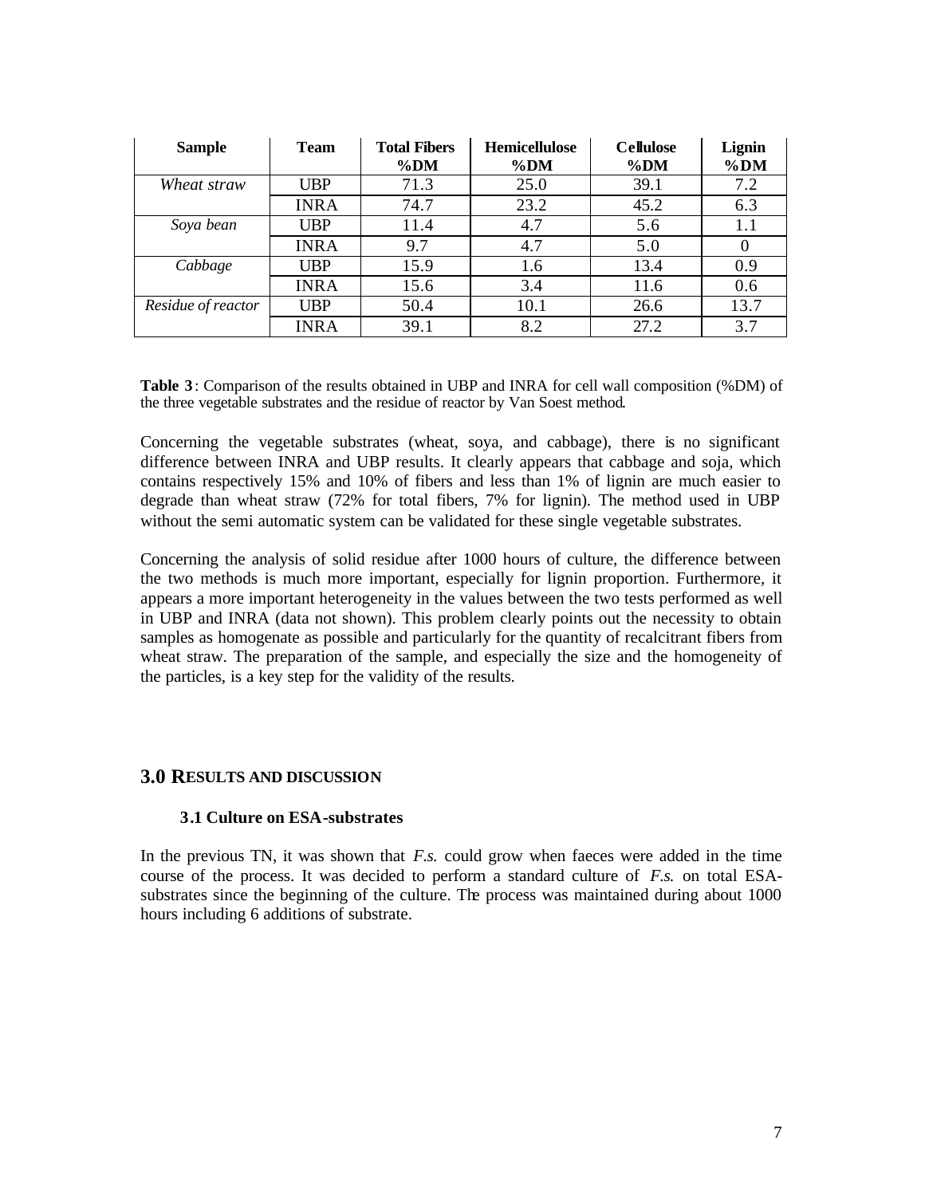| Sample | Team | Total Fibers %DM | Hemicellulose %DM | Cellulose %DM | Lignin %DM |
|---|---|---|---|---|---|
| *Wheat straw* | UBP | 71.3 | 25.0 | 39.1 | 7.2 |
| | INRA | 74.7 | 23.2 | 45.2 | 6.3 |
| *Soya bean* | UBP | 11.4 | 4.7 | 5.6 | 1.1 |
| | INRA | 9.7 | 4.7 | 5.0 | 0 |
| *Cabbage* | UBP | 15.9 | 1.6 | 13.4 | 0.9 |
| | INRA | 15.6 | 3.4 | 11.6 | 0.6 |
| *Residue of reactor* | UBP | 50.4 | 10.1 | 26.6 | 13.7 |
| | INRA | 39.1 | 8.2 | 27.2 | 3.7 |

**Table 3**: Comparison of the results obtained in UBP and INRA for cell wall composition (%DM) of the three vegetable substrates and the residue of reactor by Van Soest method.

Concerning the vegetable substrates (wheat, soya, and cabbage), there is no significant difference between INRA and UBP results. It clearly appears that cabbage and soja, which contains respectively 15% and 10% of fibers and less than 1% of lignin are much easier to degrade than wheat straw (72% for total fibers, 7% for lignin). The method used in UBP without the semi automatic system can be validated for these single vegetable substrates.

Concerning the analysis of solid residue after 1000 hours of culture, the difference between the two methods is much more important, especially for lignin proportion. Furthermore, it appears a more important heterogeneity in the values between the two tests performed as well in UBP and INRA (data not shown). This problem clearly points out the necessity to obtain samples as homogenate as possible and particularly for the quantity of recalcitrant fibers from wheat straw. The preparation of the sample, and especially the size and the homogeneity of the particles, is a key step for the validity of the results.

## 3.0 RESULTS AND DISCUSSION

### 3.1 Culture on ESA-substrates

In the previous TN, it was shown that *F.s.* could grow when faeces were added in the time course of the process. It was decided to perform a standard culture of *F.s.* on total ESA-substrates since the beginning of the culture. The process was maintained during about 1000 hours including 6 additions of substrate.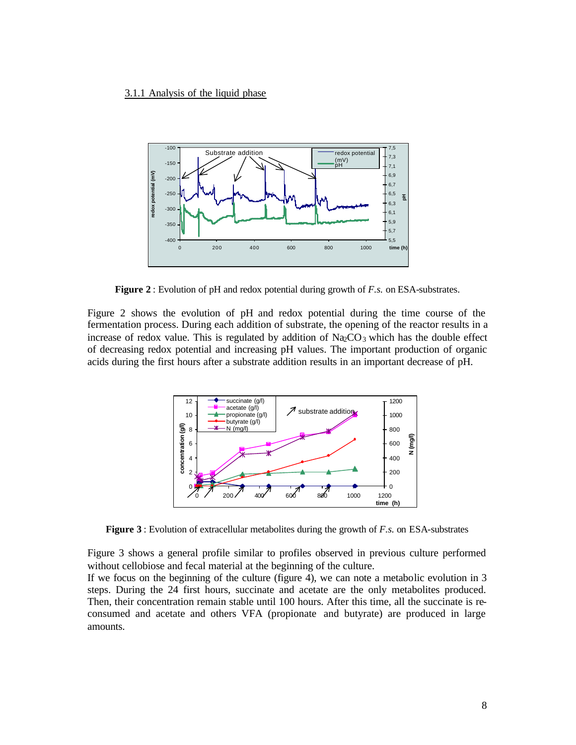### 3.1.1 Analysis of the liquid phase

**Figure 2** : Evolution of pH and redox potential during growth of *F.s.* on ESA-substrates.

Figure 2 shows the evolution of pH and redox potential during the time course of the fermentation process. During each addition of substrate, the opening of the reactor results in a increase of redox value. This is regulated by addition of $Na_2CO_3$ which has the double effect of decreasing redox potential and increasing pH values. The important production of organic acids during the first hours after a substrate addition results in an important decrease of pH.

**Figure 3** : Evolution of extracellular metabolites during the growth of *F.s.* on ESA-substrates

Figure 3 shows a general profile similar to profiles observed in previous culture performed without cellobiose and fecal material at the beginning of the culture.

If we focus on the beginning of the culture (figure 4), we can note a metabolic evolution in 3 steps. During the 24 first hours, succinate and acetate are the only metabolites produced. Then, their concentration remain stable until 100 hours. After this time, all the succinate is re-consumed and acetate and others VFA (propionate and butyrate) are produced in large amounts.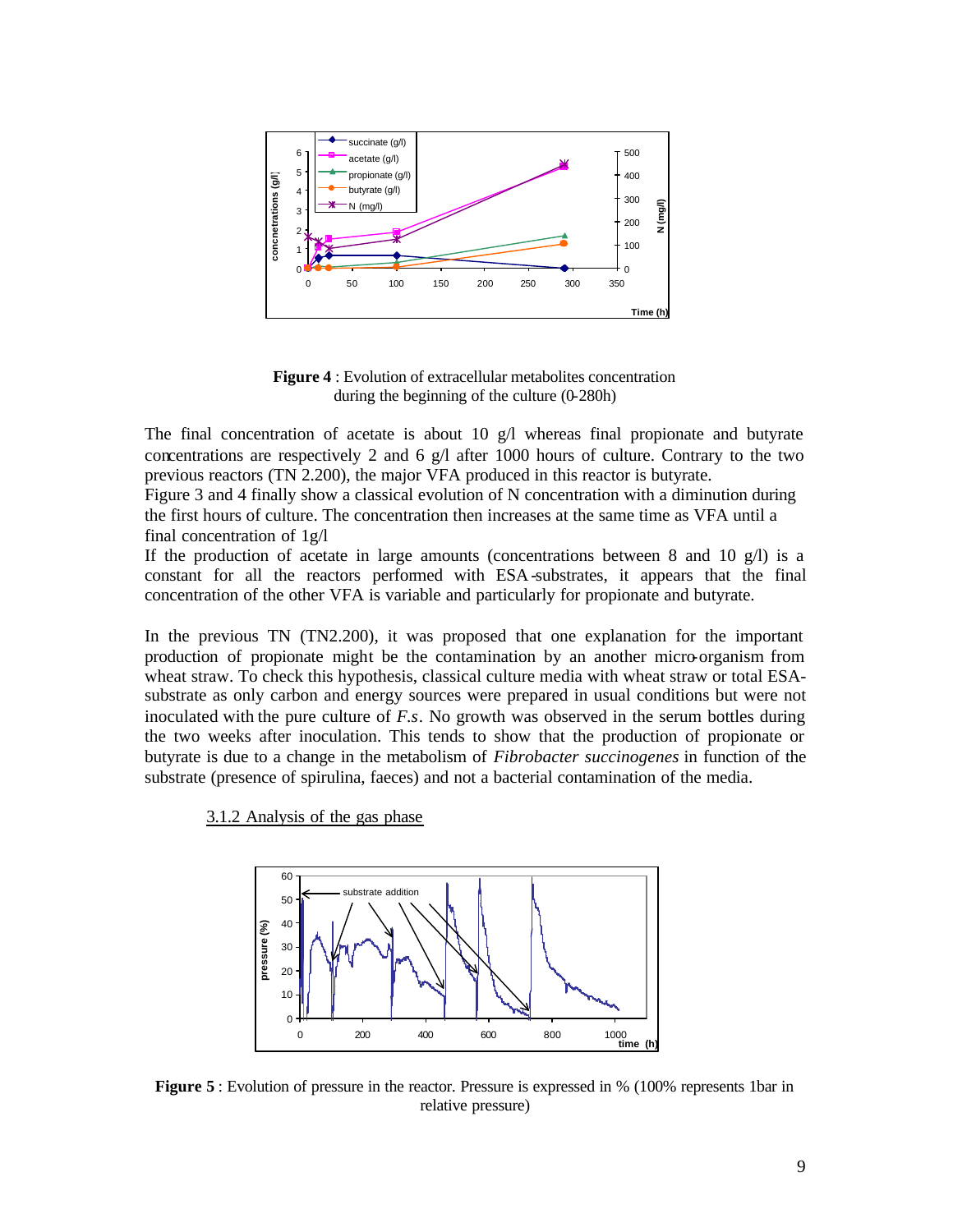succinate (g/l)
acetate (g/l)
propionate (g/l)
butyrate (g/l)
N (mg/l)

concnetrations (g/l)
N (mg/l)
Time (h)

0 1 2 3 4 5 6
0 100 200 300 400 500
0 50 100 150 200 250 300 350

**Figure 4** : Evolution of extracellular metabolites concentration during the beginning of the culture (0-280h)

The final concentration of acetate is about 10 g/l whereas final propionate and butyrate concentrations are respectively 2 and 6 g/l after 1000 hours of culture. Contrary to the two previous reactors (TN 2.200), the major VFA produced in this reactor is butyrate.

Figure 3 and 4 finally show a classical evolution of N concentration with a diminution during the first hours of culture. The concentration then increases at the same time as VFA until a final concentration of 1g/l

If the production of acetate in large amounts (concentrations between 8 and 10 g/l) is a constant for all the reactors performed with ESA-substrates, it appears that the final concentration of the other VFA is variable and particularly for propionate and butyrate.

In the previous TN (TN2.200), it was proposed that one explanation for the important production of propionate might be the contamination by an another micro-organism from wheat straw. To check this hypothesis, classical culture media with wheat straw or total ESA-substrate as only carbon and energy sources were prepared in usual conditions but were not inoculated with the pure culture of *F.s*. No growth was observed in the serum bottles during the two weeks after inoculation. This tends to show that the production of propionate or butyrate is due to a change in the metabolism of *Fibrobacter succinogenes* in function of the substrate (presence of spirulina, faeces) and not a bacterial contamination of the media.

### 3.1.2 Analysis of the gas phase

substrate addition

pressure (%)
time (h)

0 10 20 30 40 50 60
0 200 400 600 800 1000

**Figure 5** : Evolution of pressure in the reactor. Pressure is expressed in % (100% represents 1bar in relative pressure)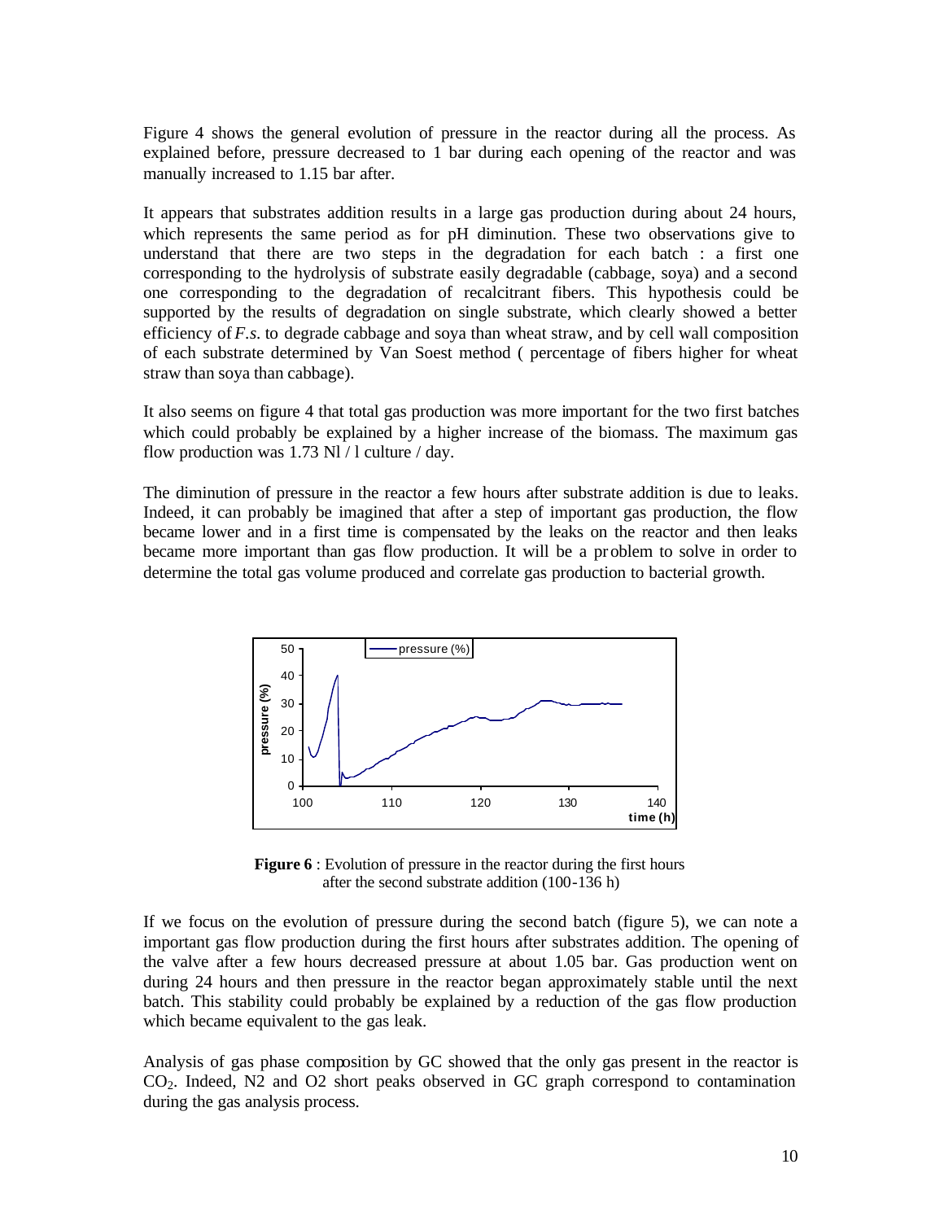Figure 4 shows the general evolution of pressure in the reactor during all the process. As explained before, pressure decreased to 1 bar during each opening of the reactor and was manually increased to 1.15 bar after.

It appears that substrates addition results in a large gas production during about 24 hours, which represents the same period as for pH diminution. These two observations give to understand that there are two steps in the degradation for each batch : a first one corresponding to the hydrolysis of substrate easily degradable (cabbage, soya) and a second one corresponding to the degradation of recalcitrant fibers. This hypothesis could be supported by the results of degradation on single substrate, which clearly showed a better efficiency of *F.s.* to degrade cabbage and soya than wheat straw, and by cell wall composition of each substrate determined by Van Soest method ( percentage of fibers higher for wheat straw than soya than cabbage).

It also seems on figure 4 that total gas production was more important for the two first batches which could probably be explained by a higher increase of the biomass. The maximum gas flow production was 1.73 Nl / l culture / day.

The diminution of pressure in the reactor a few hours after substrate addition is due to leaks. Indeed, it can probably be imagined that after a step of important gas production, the flow became lower and in a first time is compensated by the leaks on the reactor and then leaks became more important than gas flow production. It will be a problem to solve in order to determine the total gas volume produced and correlate gas production to bacterial growth.

pressure (%)
50
40
30
20
10
0
pressure (%)
100
110
120
130
140
time (h)

**Figure 6** : Evolution of pressure in the reactor during the first hours after the second substrate addition (100-136 h)

If we focus on the evolution of pressure during the second batch (figure 5), we can note a important gas flow production during the first hours after substrates addition. The opening of the valve after a few hours decreased pressure at about 1.05 bar. Gas production went on during 24 hours and then pressure in the reactor began approximately stable until the next batch. This stability could probably be explained by a reduction of the gas flow production which became equivalent to the gas leak.

Analysis of gas phase composition by GC showed that the only gas present in the reactor is $CO_2$. Indeed, N2 and O2 short peaks observed in GC graph correspond to contamination during the gas analysis process.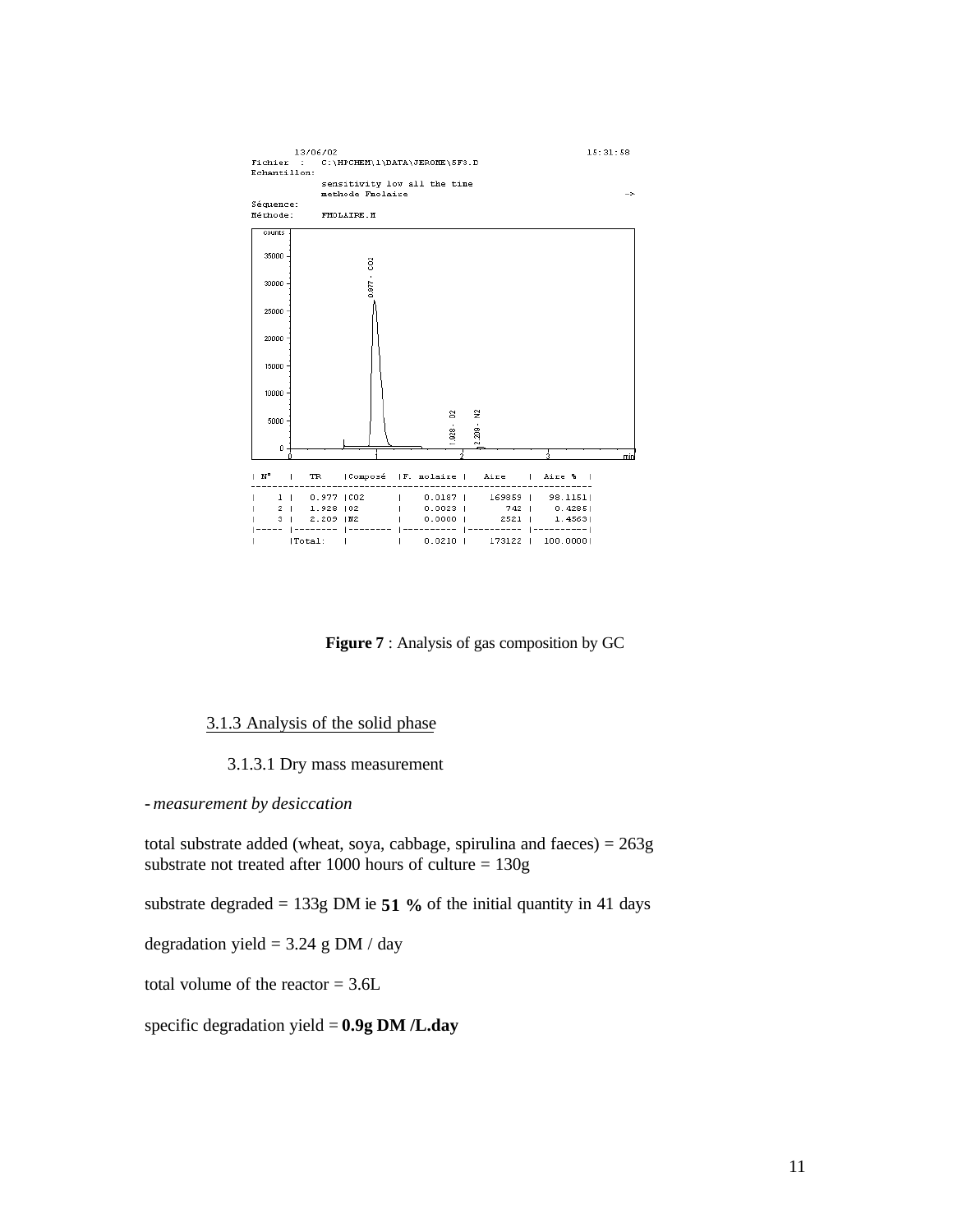13/06/02 15:31:58
Fichier : C:\HPCHEM\1\DATA\JEROME\5F3.D
Echantillon:
sensitivity low all the time
methode Fmolaire ->
Séquence:
Méthode: FMOLAIRE.M

counts
35000
30000
25000
20000
15000
10000
5000
0
0 1 2 3 min
0.977 - CO2
1.928 - O2
2.209 - N2

| N° | TR | Composé | F. molaire | Aire | Aire % |
|---|---|---|---|---|---|
| 1 | 0.977 | CO2 | 0.0187 | 169859 | 98.1151 |
| 2 | 1.928 | O2 | 0.0023 | 742 | 0.4285 |
| 3 | 2.209 | N2 | 0.0000 | 2521 | 1.4563 |
| | Total: | | 0.0210 | 173122 | 100.0000 |

**Figure 7** : Analysis of gas composition by GC

### 3.1.3 Analysis of the solid phase

#### 3.1.3.1 Dry mass measurement

- *measurement by desiccation*

total substrate added (wheat, soya, cabbage, spirulina and faeces) = 263g
substrate not treated after 1000 hours of culture = 130g

substrate degraded = 133g DM ie **51 %** of the initial quantity in 41 days

degradation yield = 3.24 g DM / day

total volume of the reactor = 3.6L

specific degradation yield = **0.9g DM /L.day**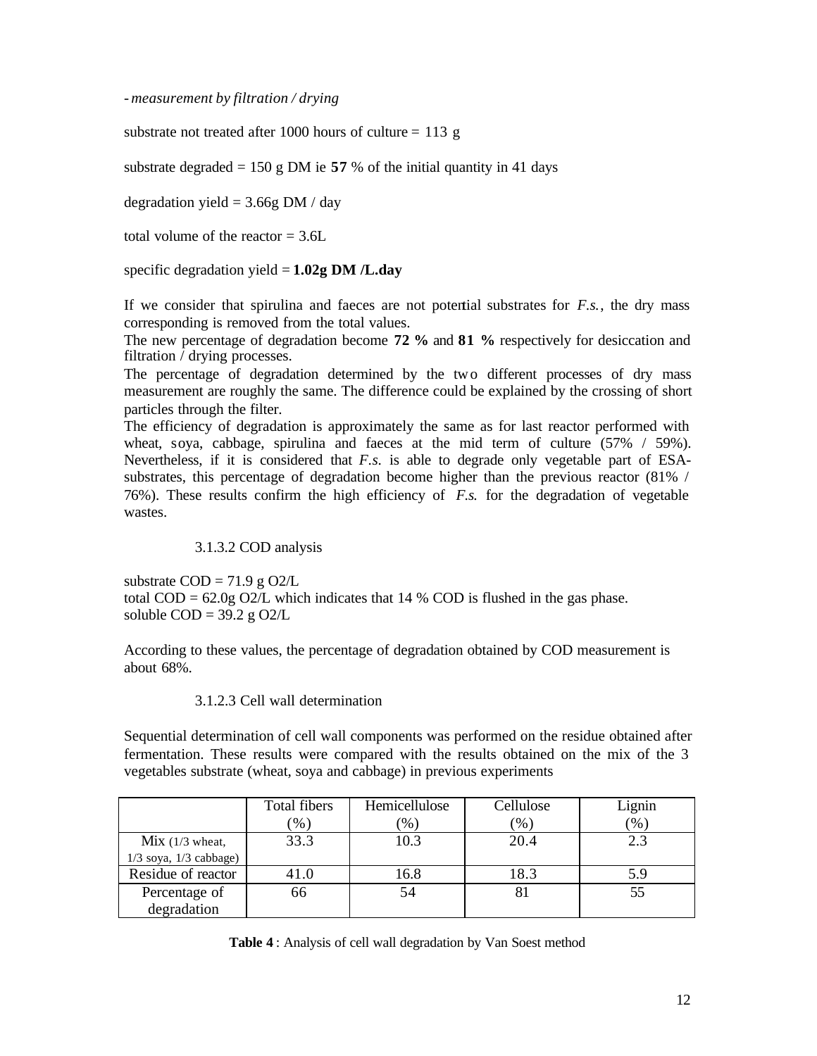*- measurement by filtration / drying*

substrate not treated after 1000 hours of culture = 113 g

substrate degraded = 150 g DM ie **57** % of the initial quantity in 41 days

degradation yield = 3.66g DM / day

total volume of the reactor = 3.6L

specific degradation yield = **1.02g DM /L.day**

If we consider that spirulina and faeces are not potential substrates for *F.s.*, the dry mass corresponding is removed from the total values.
The new percentage of degradation become **72 %** and **81 %** respectively for desiccation and filtration / drying processes.
The percentage of degradation determined by the two different processes of dry mass measurement are roughly the same. The difference could be explained by the crossing of short particles through the filter.
The efficiency of degradation is approximately the same as for last reactor performed with wheat, soya, cabbage, spirulina and faeces at the mid term of culture (57% / 59%). Nevertheless, if it is considered that *F.s.* is able to degrade only vegetable part of ESA-substrates, this percentage of degradation become higher than the previous reactor (81% / 76%). These results confirm the high efficiency of *F.s.* for the degradation of vegetable wastes.

#### 3.1.3.2 COD analysis

substrate COD = 71.9 g $O_2$/L
total COD = 62.0g $O_2$/L which indicates that 14 % COD is flushed in the gas phase.
soluble COD = 39.2 g $O_2$/L

According to these values, the percentage of degradation obtained by COD measurement is about 68%.

#### 3.1.2.3 Cell wall determination

Sequential determination of cell wall components was performed on the residue obtained after fermentation. These results were compared with the results obtained on the mix of the 3 vegetables substrate (wheat, soya and cabbage) in previous experiments

| | Total fibers (%) | Hemicellulose (%) | Cellulose (%) | Lignin (%) |
|---|---|---|---|---|
| Mix (1/3 wheat, 1/3 soya, 1/3 cabbage) | 33.3 | 10.3 | 20.4 | 2.3 |
| Residue of reactor | 41.0 | 16.8 | 18.3 | 5.9 |
| Percentage of degradation | 66 | 54 | 81 | 55 |

**Table 4** : Analysis of cell wall degradation by Van Soest method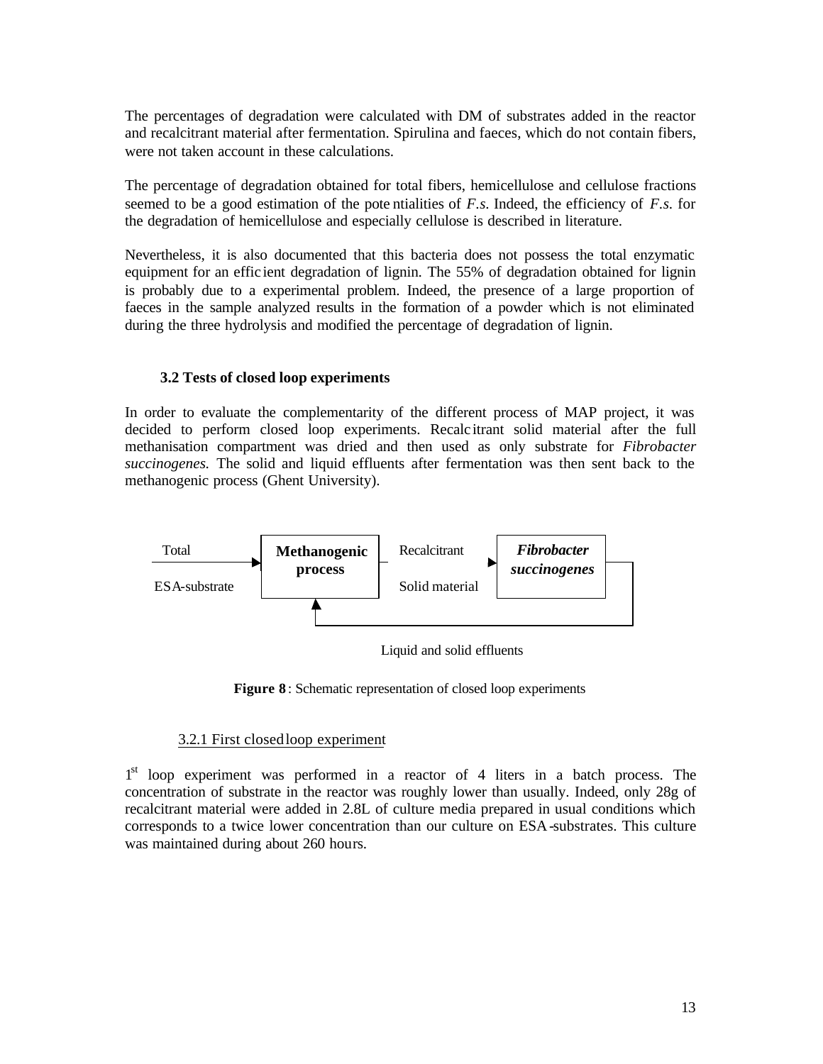The percentages of degradation were calculated with DM of substrates added in the reactor and recalcitrant material after fermentation. Spirulina and faeces, which do not contain fibers, were not taken account in these calculations.

The percentage of degradation obtained for total fibers, hemicellulose and cellulose fractions seemed to be a good estimation of the potentialities of *F.s.* Indeed, the efficiency of *F.s.* for the degradation of hemicellulose and especially cellulose is described in literature.

Nevertheless, it is also documented that this bacteria does not possess the total enzymatic equipment for an efficient degradation of lignin. The 55% of degradation obtained for lignin is probably due to a experimental problem. Indeed, the presence of a large proportion of faeces in the sample analyzed results in the formation of a powder which is not eliminated during the three hydrolysis and modified the percentage of degradation of lignin.

### 3.2 Tests of closed loop experiments

In order to evaluate the complementarity of the different process of MAP project, it was decided to perform closed loop experiments. Recalcitrant solid material after the full methanisation compartment was dried and then used as only substrate for *Fibrobacter succinogenes.* The solid and liquid effluents after fermentation was then sent back to the methanogenic process (Ghent University).

Total ESA-substrate

**Methanogenic process**

Recalcitrant Solid material

***Fibrobacter succinogenes***

Liquid and solid effluents

**Figure 8** : Schematic representation of closed loop experiments

#### 3.2.1 First closed loop experiment

1st loop experiment was performed in a reactor of 4 liters in a batch process. The concentration of substrate in the reactor was roughly lower than usually. Indeed, only 28g of recalcitrant material were added in 2.8L of culture media prepared in usual conditions which corresponds to a twice lower concentration than our culture on ESA-substrates. This culture was maintained during about 260 hours.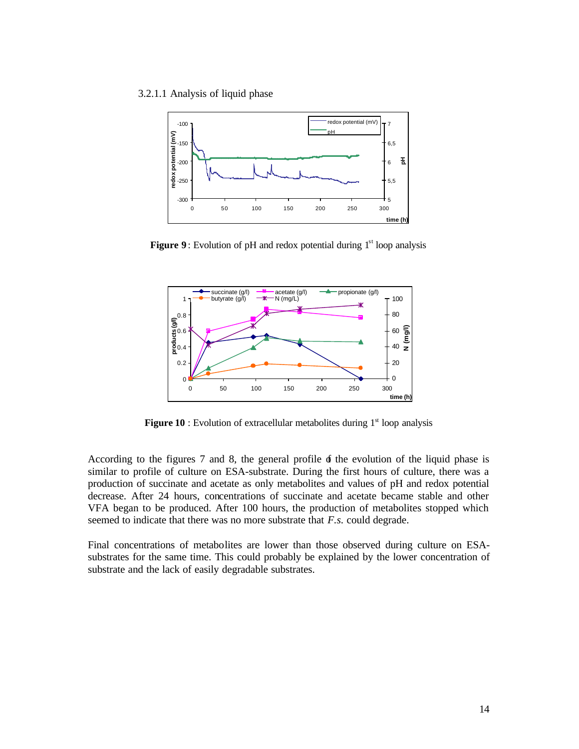### 3.2.1.1 Analysis of liquid phase

redox potential (mV)
pH
-100
-150
-200
-250
-300
7
6,5
6
5,5
5
0
50
100
150
200
250
300
time (h)

**Figure 9** : Evolution of pH and redox potential during 1[st] loop analysis

succinate (g/l)
acetate (g/l)
propionate (g/l)
butyrate (g/l)
N (mg/L)
products (g/l)
N (mg/l)
1
0.8
0.6
0.4
0.2
0
100
80
60
40
20
0
0
50
100
150
200
250
300
time (h)

**Figure 10** : Evolution of extracellular metabolites during 1[st] loop analysis

According to the figures 7 and 8, the general profile of the evolution of the liquid phase is similar to profile of culture on ESA-substrate. During the first hours of culture, there was a production of succinate and acetate as only metabolites and values of pH and redox potential decrease. After 24 hours, concentrations of succinate and acetate became stable and other VFA began to be produced. After 100 hours, the production of metabolites stopped which seemed to indicate that there was no more substrate that *F.s.* could degrade.

Final concentrations of metabolites are lower than those observed during culture on ESA-substrates for the same time. This could probably be explained by the lower concentration of substrate and the lack of easily degradable substrates.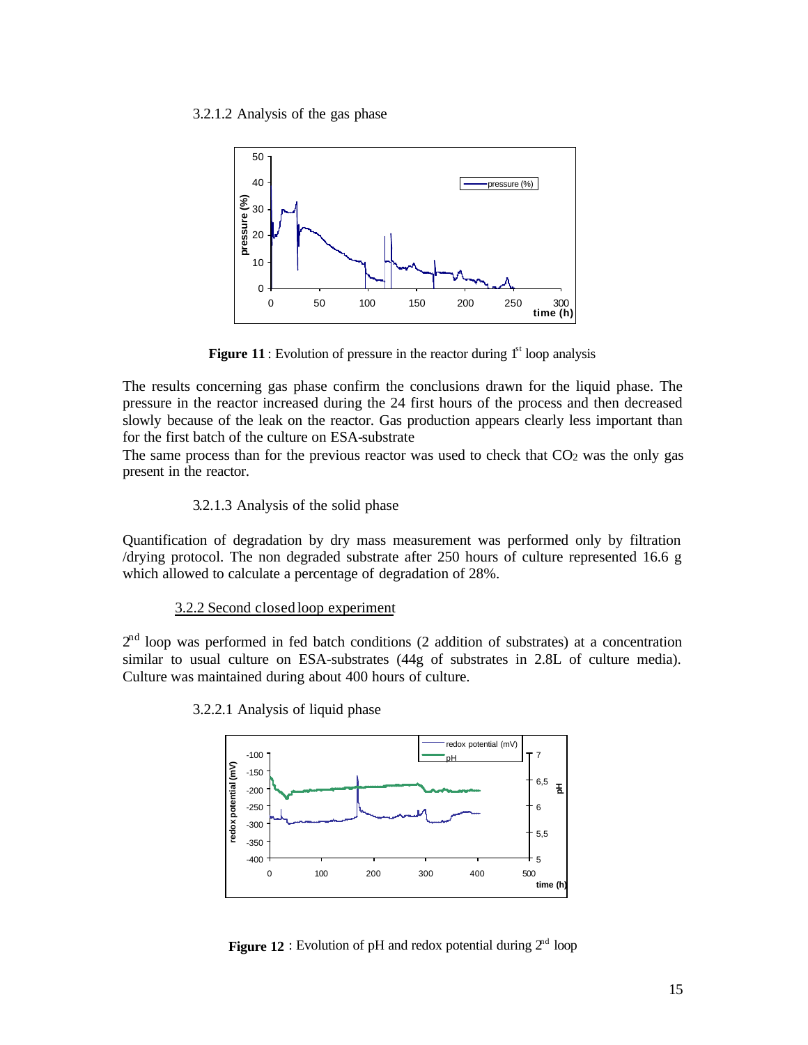3.2.1.2 Analysis of the gas phase

pressure (%)
50
40
30
20
10
0
0 50 100 150 200 250 300
time (h)
pressure (%)

**Figure 11** : Evolution of pressure in the reactor during 1st loop analysis

The results concerning gas phase confirm the conclusions drawn for the liquid phase. The pressure in the reactor increased during the 24 first hours of the process and then decreased slowly because of the leak on the reactor. Gas production appears clearly less important than for the first batch of the culture on ESA-substrate

The same process than for the previous reactor was used to check that $CO_2$ was the only gas present in the reactor.

3.2.1.3 Analysis of the solid phase

Quantification of degradation by dry mass measurement was performed only by filtration /drying protocol. The non degraded substrate after 250 hours of culture represented 16.6 g which allowed to calculate a percentage of degradation of 28%.

3.2.2 Second closed loop experiment

2nd loop was performed in fed batch conditions (2 addition of substrates) at a concentration similar to usual culture on ESA-substrates (44g of substrates in 2.8L of culture media). Culture was maintained during about 400 hours of culture.

3.2.2.1 Analysis of liquid phase

redox potential (mV)
pH
-100 -150 -200 -250 -300 -350 -400
7 6,5 6 5,5 5
0 100 200 300 400 500
time (h)

**Figure 12** : Evolution of pH and redox potential during 2nd loop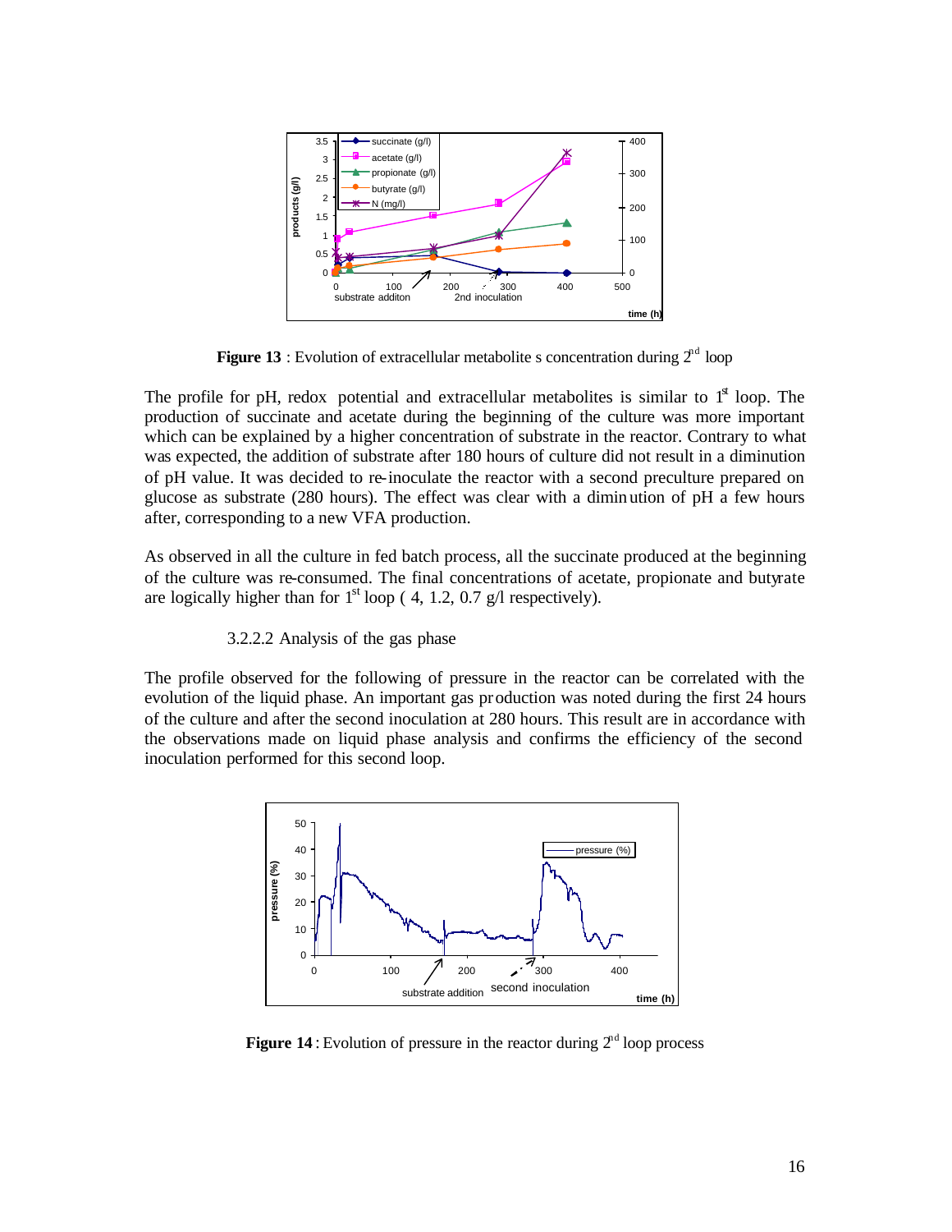**Figure 13** : Evolution of extracellular metabolite s concentration during 2nd loop

The profile for pH, redox potential and extracellular metabolites is similar to 1st loop. The production of succinate and acetate during the beginning of the culture was more important which can be explained by a higher concentration of substrate in the reactor. Contrary to what was expected, the addition of substrate after 180 hours of culture did not result in a diminution of pH value. It was decided to re-inoculate the reactor with a second preculture prepared on glucose as substrate (280 hours). The effect was clear with a diminution of pH a few hours after, corresponding to a new VFA production.

As observed in all the culture in fed batch process, all the succinate produced at the beginning of the culture was re-consumed. The final concentrations of acetate, propionate and butyrate are logically higher than for 1st loop ( 4, 1.2, 0.7 g/l respectively).

#### 3.2.2.2 Analysis of the gas phase

The profile observed for the following of pressure in the reactor can be correlated with the evolution of the liquid phase. An important gas production was noted during the first 24 hours of the culture and after the second inoculation at 280 hours. This result are in accordance with the observations made on liquid phase analysis and confirms the efficiency of the second inoculation performed for this second loop.

**Figure 14** : Evolution of pressure in the reactor during 2nd loop process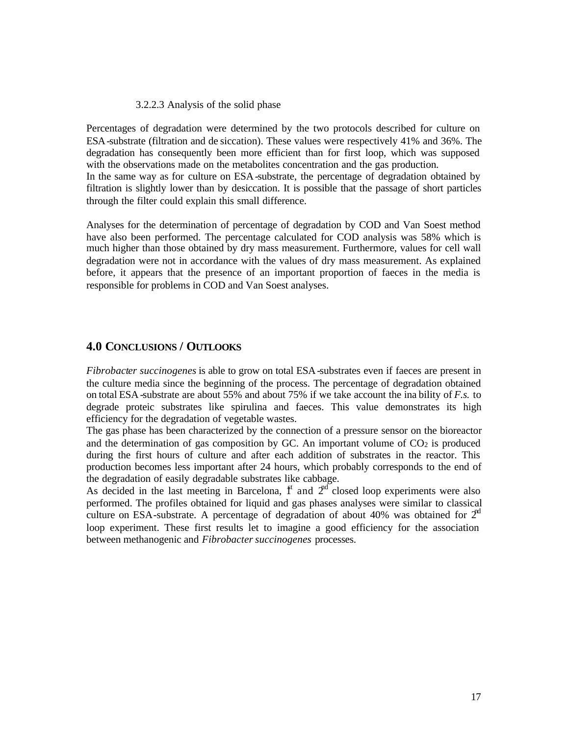### 3.2.2.3 Analysis of the solid phase

Percentages of degradation were determined by the two protocols described for culture on ESA-substrate (filtration and de siccation). These values were respectively 41% and 36%. The degradation has consequently been more efficient than for first loop, which was supposed with the observations made on the metabolites concentration and the gas production.
In the same way as for culture on ESA-substrate, the percentage of degradation obtained by filtration is slightly lower than by desiccation. It is possible that the passage of short particles through the filter could explain this small difference.

Analyses for the determination of percentage of degradation by COD and Van Soest method have also been performed. The percentage calculated for COD analysis was 58% which is much higher than those obtained by dry mass measurement. Furthermore, values for cell wall degradation were not in accordance with the values of dry mass measurement. As explained before, it appears that the presence of an important proportion of faeces in the media is responsible for problems in COD and Van Soest analyses.

## 4.0 CONCLUSIONS / OUTLOOKS

*Fibrobacter succinogenes* is able to grow on total ESA-substrates even if faeces are present in the culture media since the beginning of the process. The percentage of degradation obtained on total ESA-substrate are about 55% and about 75% if we take account the ina bility of *F.s.* to degrade proteic substrates like spirulina and faeces. This value demonstrates its high efficiency for the degradation of vegetable wastes.
The gas phase has been characterized by the connection of a pressure sensor on the bioreactor and the determination of gas composition by GC. An important volume of $CO_2$ is produced during the first hours of culture and after each addition of substrates in the reactor. This production becomes less important after 24 hours, which probably corresponds to the end of the degradation of easily degradable substrates like cabbage.
As decided in the last meeting in Barcelona, 1st and 2nd closed loop experiments were also performed. The profiles obtained for liquid and gas phases analyses were similar to classical culture on ESA-substrate. A percentage of degradation of about 40% was obtained for 2nd loop experiment. These first results let to imagine a good efficiency for the association between methanogenic and *Fibrobacter succinogenes* processes.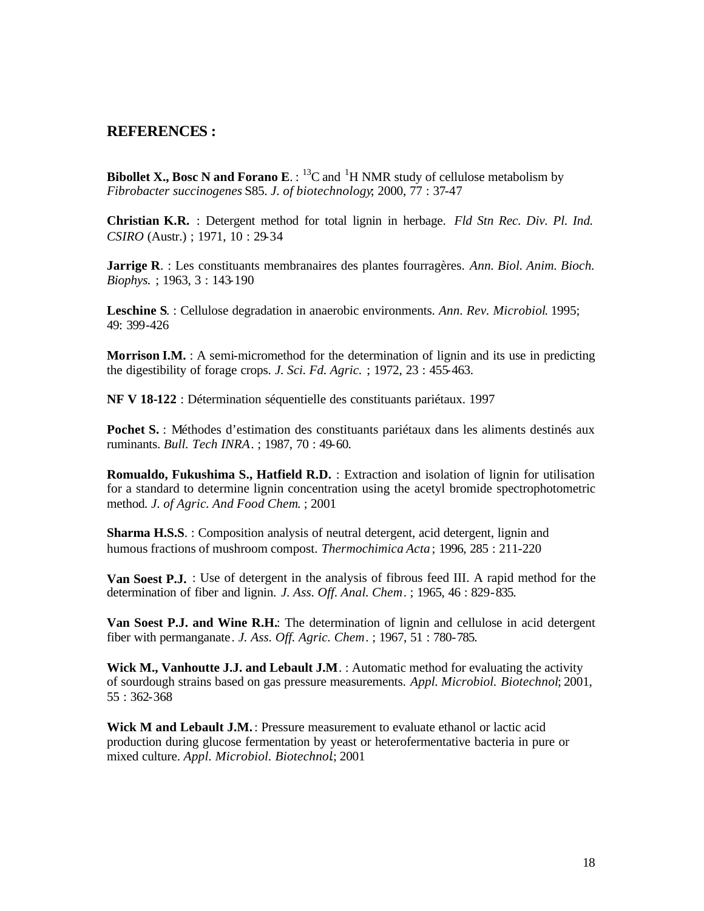## REFERENCES :

**Bibollet X., Bosc N and Forano E.** : $^{13}C$ and $^{1}H$ NMR study of cellulose metabolism by *Fibrobacter succinogenes* S85. *J. of biotechnology*; 2000, 77 : 37-47

**Christian K.R.** : Detergent method for total lignin in herbage. *Fld Stn Rec. Div. Pl. Ind. CSIRO* (Austr.) ; 1971, 10 : 29-34

**Jarrige R.** : Les constituants membranaires des plantes fourragères. *Ann. Biol. Anim. Bioch. Biophys.* ; 1963, 3 : 143-190

**Leschine S.** : Cellulose degradation in anaerobic environments. *Ann. Rev. Microbiol.* 1995; 49: 399-426

**Morrison I.M.** : A semi-micromethod for the determination of lignin and its use in predicting the digestibility of forage crops. *J. Sci. Fd. Agric.* ; 1972, 23 : 455-463.

**NF V 18-122** : Détermination séquentielle des constituants pariétaux. 1997

**Pochet S.** : Méthodes d'estimation des constituants pariétaux dans les aliments destinés aux ruminants. *Bull. Tech INRA*. ; 1987, 70 : 49-60.

**Romualdo, Fukushima S., Hatfield R.D.** : Extraction and isolation of lignin for utilisation for a standard to determine lignin concentration using the acetyl bromide spectrophotometric method. *J. of Agric. And Food Chem.* ; 2001

**Sharma H.S.S.** : Composition analysis of neutral detergent, acid detergent, lignin and humous fractions of mushroom compost. *Thermochimica Acta* ; 1996, 285 : 211-220

**Van Soest P.J.** : Use of detergent in the analysis of fibrous feed III. A rapid method for the determination of fiber and lignin. *J. Ass. Off. Anal. Chem.* ; 1965, 46 : 829-835.

**Van Soest P.J. and Wine R.H.**: The determination of lignin and cellulose in acid detergent fiber with permanganate. *J. Ass. Off. Agric. Chem.* ; 1967, 51 : 780-785.

**Wick M., Vanhoutte J.J. and Lebault J.M.** : Automatic method for evaluating the activity of sourdough strains based on gas pressure measurements. *Appl. Microbiol. Biotechnol*; 2001, 55 : 362-368

**Wick M and Lebault J.M.** : Pressure measurement to evaluate ethanol or lactic acid production during glucose fermentation by yeast or heterofermentative bacteria in pure or mixed culture. *Appl. Microbiol. Biotechnol*; 2001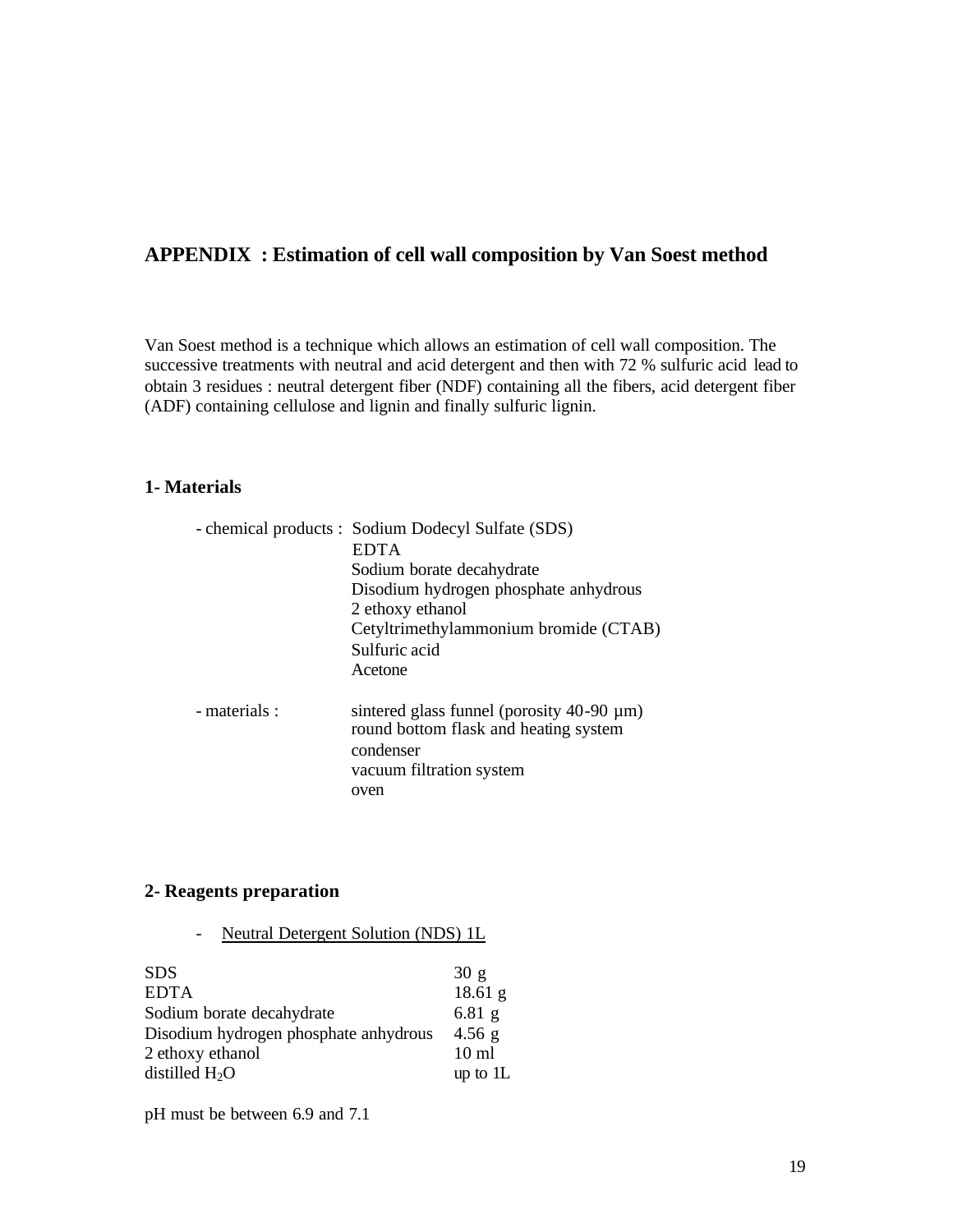## APPENDIX : Estimation of cell wall composition by Van Soest method

Van Soest method is a technique which allows an estimation of cell wall composition. The successive treatments with neutral and acid detergent and then with 72 % sulfuric acid lead to obtain 3 residues : neutral detergent fiber (NDF) containing all the fibers, acid detergent fiber (ADF) containing cellulose and lignin and finally sulfuric lignin.

### 1- Materials

- chemical products : Sodium Dodecyl Sulfate (SDS)
  EDTA
  Sodium borate decahydrate
  Disodium hydrogen phosphate anhydrous
  2 ethoxy ethanol
  Cetyltrimethylammonium bromide (CTAB)
  Sulfuric acid
  Acetone

- materials : sintered glass funnel (porosity 40-90 µm)
  round bottom flask and heating system
  condenser
  vacuum filtration system
  oven

### 2- Reagents preparation

- Neutral Detergent Solution (NDS) 1L

| | |
|---|---|
| SDS | 30 g |
| EDTA | 18.61 g |
| Sodium borate decahydrate | 6.81 g |
| Disodium hydrogen phosphate anhydrous | 4.56 g |
| 2 ethoxy ethanol | 10 ml |
| distilled $H_2O$ | up to 1L |

pH must be between 6.9 and 7.1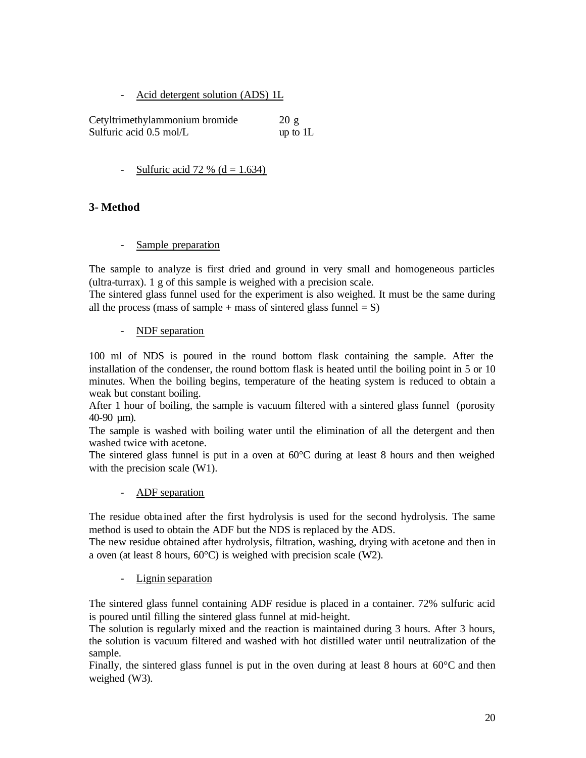- Acid detergent solution (ADS) 1L

| | |
|---|---|
| Cetyltrimethylammonium bromide | 20 g |
| Sulfuric acid 0.5 mol/L | up to 1L |

- Sulfuric acid 72 % (d = 1.634)

## 3- Method

- Sample preparation

The sample to analyze is first dried and ground in very small and homogeneous particles (ultra-turrax). 1 g of this sample is weighed with a precision scale.
The sintered glass funnel used for the experiment is also weighed. It must be the same during all the process (mass of sample + mass of sintered glass funnel = S)

- NDF separation

100 ml of NDS is poured in the round bottom flask containing the sample. After the installation of the condenser, the round bottom flask is heated until the boiling point in 5 or 10 minutes. When the boiling begins, temperature of the heating system is reduced to obtain a weak but constant boiling.
After 1 hour of boiling, the sample is vacuum filtered with a sintered glass funnel (porosity 40-90 µm).
The sample is washed with boiling water until the elimination of all the detergent and then washed twice with acetone.
The sintered glass funnel is put in a oven at 60°C during at least 8 hours and then weighed with the precision scale (W1).

- ADF separation

The residue obtained after the first hydrolysis is used for the second hydrolysis. The same method is used to obtain the ADF but the NDS is replaced by the ADS.
The new residue obtained after hydrolysis, filtration, washing, drying with acetone and then in a oven (at least 8 hours, 60°C) is weighed with precision scale (W2).

- Lignin separation

The sintered glass funnel containing ADF residue is placed in a container. 72% sulfuric acid is poured until filling the sintered glass funnel at mid-height.
The solution is regularly mixed and the reaction is maintained during 3 hours. After 3 hours, the solution is vacuum filtered and washed with hot distilled water until neutralization of the sample.
Finally, the sintered glass funnel is put in the oven during at least 8 hours at 60°C and then weighed (W3).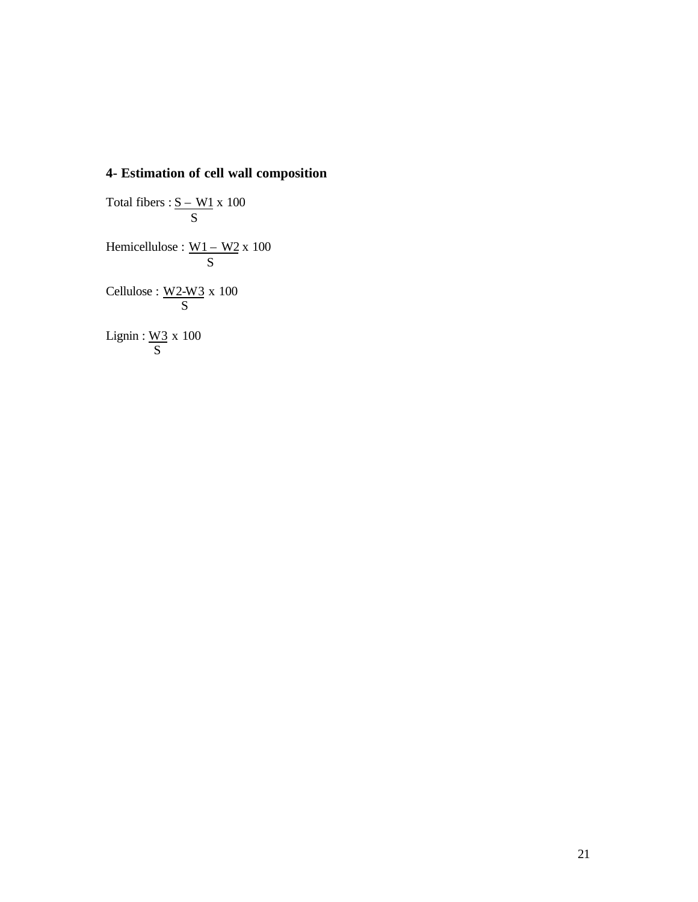### 4- Estimation of cell wall composition

Total fibers : $\frac{S - W1}{S} \times 100$

Hemicellulose : $\frac{W1 - W2}{S} \times 100$

Cellulose : $\frac{W2 - W3}{S} \times 100$

Lignin : $\frac{W3}{S} \times 100$